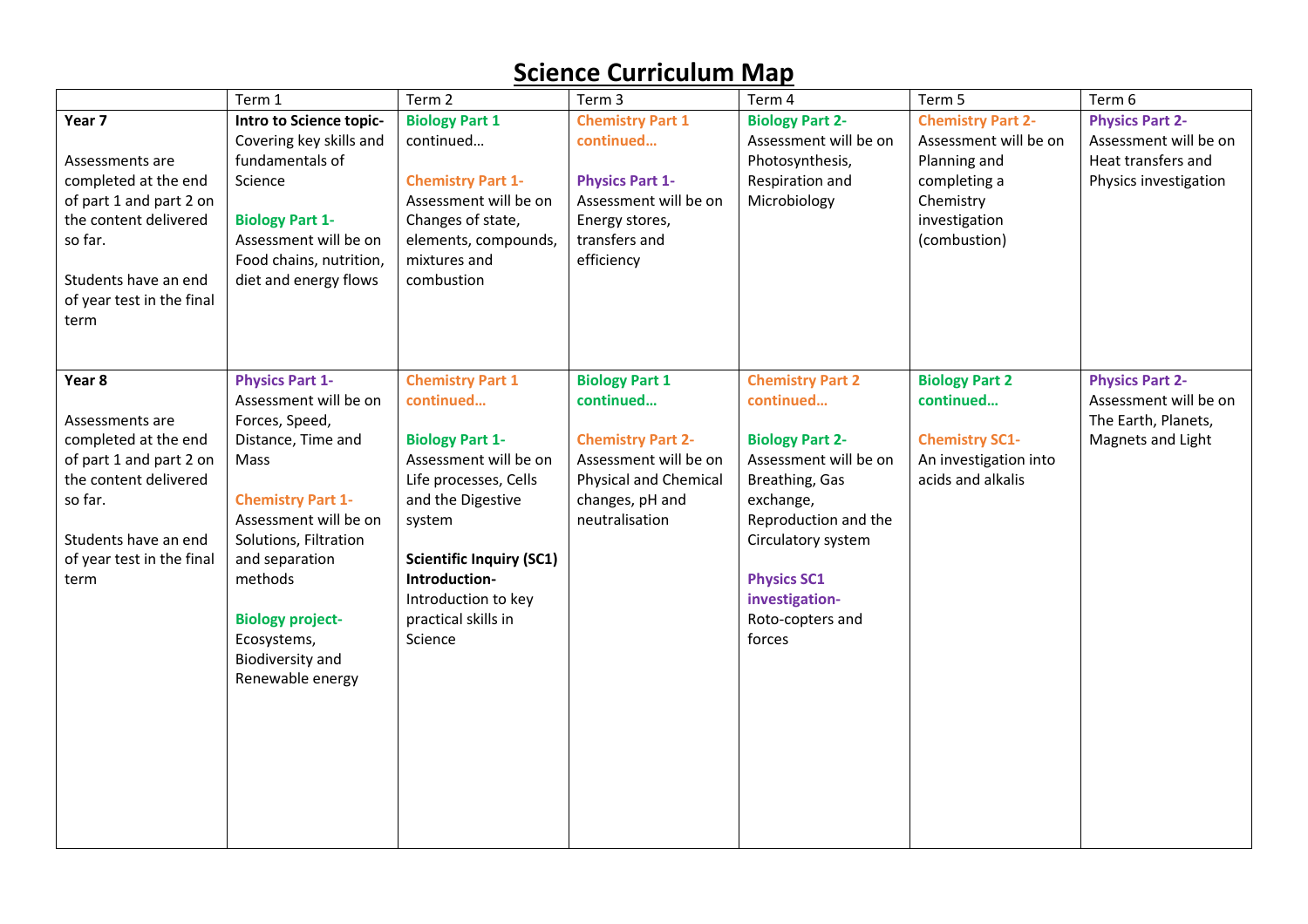# Science Curriculum Map

| | Term 1 | Term 2 | Term 3 | Term 4 | Term 5 | Term 6 |
|---|---|---|---|---|---|---|
| **Year 7**<br><br>Assessments are completed at the end of part 1 and part 2 on the content delivered so far.<br><br>Students have an end of year test in the final term | **Intro to Science topic-** Covering key skills and fundamentals of Science<br><br>**Biology Part 1-** Assessment will be on Food chains, nutrition, diet and energy flows | **Biology Part 1** continued…<br><br>**Chemistry Part 1-** Assessment will be on Changes of state, elements, compounds, mixtures and combustion | **Chemistry Part 1 continued…**<br><br>**Physics Part 1-** Assessment will be on Energy stores, transfers and efficiency | **Biology Part 2-** Assessment will be on Photosynthesis, Respiration and Microbiology | **Chemistry Part 2-** Assessment will be on Planning and completing a Chemistry investigation (combustion) | **Physics Part 2-** Assessment will be on Heat transfers and Physics investigation |
| **Year 8**<br><br>Assessments are completed at the end of part 1 and part 2 on the content delivered so far.<br><br>Students have an end of year test in the final term | **Physics Part 1-** Assessment will be on Forces, Speed, Distance, Time and Mass<br><br>**Chemistry Part 1-** Assessment will be on Solutions, Filtration and separation methods<br><br>**Biology project-** Ecosystems, Biodiversity and Renewable energy | **Chemistry Part 1 continued…**<br><br>**Biology Part 1-** Assessment will be on Life processes, Cells and the Digestive system<br><br>**Scientific Inquiry (SC1) Introduction-** Introduction to key practical skills in Science | **Biology Part 1 continued…**<br><br>**Chemistry Part 2-** Assessment will be on Physical and Chemical changes, pH and neutralisation | **Chemistry Part 2 continued…**<br><br>**Biology Part 2-** Assessment will be on Breathing, Gas exchange, Reproduction and the Circulatory system<br><br>**Physics SC1 investigation-** Roto-copters and forces | **Biology Part 2 continued…**<br><br>**Chemistry SC1-** An investigation into acids and alkalis | **Physics Part 2-** Assessment will be on The Earth, Planets, Magnets and Light |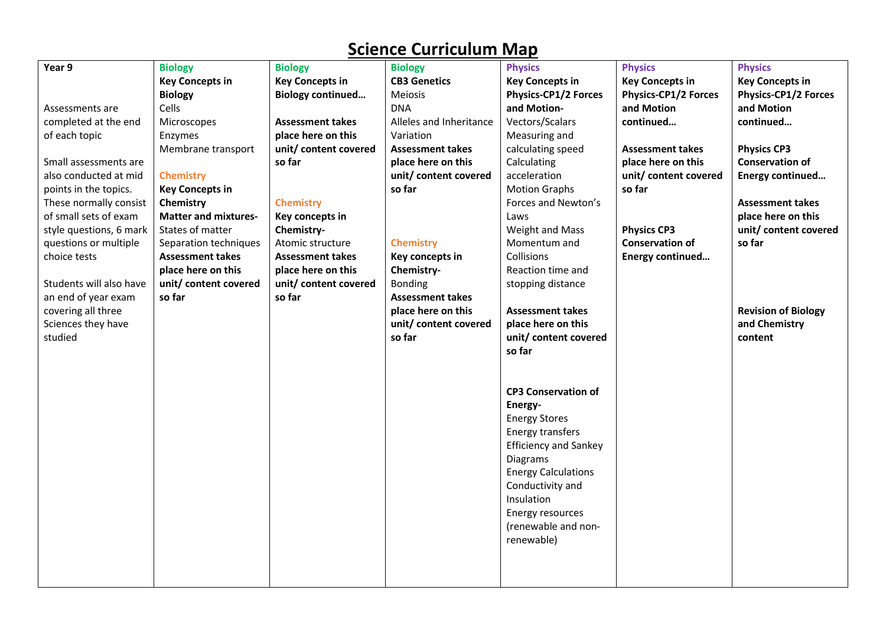# Science Curriculum Map

| Year 9 | Biology | Biology | Biology | Physics | Physics | Physics |
|---|---|---|---|---|---|---|
| Assessments are completed at the end of each topic<br><br>Small assessments are also conducted at mid points in the topics. These normally consist of small sets of exam style questions, 6 mark questions or multiple choice tests<br><br>Students will also have an end of year exam covering all three Sciences they have studied | **Key Concepts in Biology**<br>Cells<br>Microscopes<br>Enzymes<br>Membrane transport<br><br>Chemistry<br>**Key Concepts in Chemistry**<br>**Matter and mixtures-**<br>States of matter<br>Separation techniques<br>**Assessment takes place here on this unit/ content covered so far** | **Key Concepts in Biology continued…**<br><br>**Assessment takes place here on this unit/ content covered so far**<br><br>Chemistry<br>**Key concepts in Chemistry-**<br>Atomic structure<br>**Assessment takes place here on this unit/ content covered so far** | **CB3 Genetics**<br>Meiosis<br>DNA<br>Alleles and Inheritance<br>Variation<br>**Assessment takes place here on this unit/ content covered so far**<br><br>Chemistry<br>**Key concepts in Chemistry-**<br>Bonding<br>**Assessment takes place here on this unit/ content covered so far** | **Key Concepts in Physics-CP1/2 Forces and Motion-**<br>Vectors/Scalars<br>Measuring and calculating speed<br>Calculating acceleration<br>Motion Graphs<br>Forces and Newton's Laws<br>Weight and Mass<br>Momentum and Collisions<br>Reaction time and stopping distance<br><br>**Assessment takes place here on this unit/ content covered so far**<br><br>**CP3 Conservation of Energy-**<br>Energy Stores<br>Energy transfers<br>Efficiency and Sankey Diagrams<br>Energy Calculations<br>Conductivity and Insulation<br>Energy resources (renewable and non-renewable) | **Key Concepts in Physics-CP1/2 Forces and Motion continued…**<br><br>**Assessment takes place here on this unit/ content covered so far**<br><br>**Physics CP3 Conservation of Energy continued…** | **Key Concepts in Physics-CP1/2 Forces and Motion continued…**<br><br>**Physics CP3 Conservation of Energy continued…**<br><br>**Assessment takes place here on this unit/ content covered so far**<br><br>**Revision of Biology and Chemistry content** |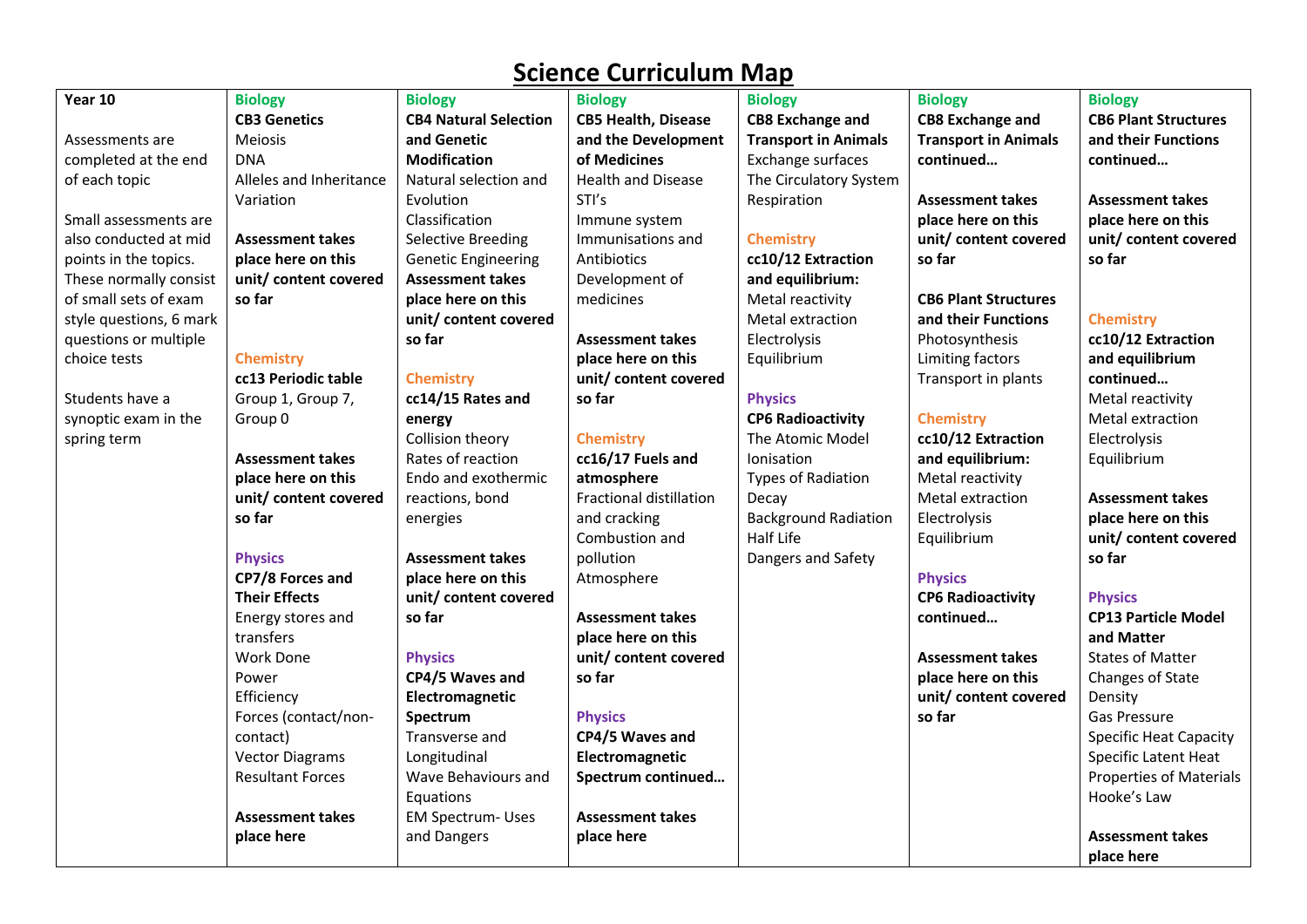# Science Curriculum Map

| Year 10 | | | | | | |
|---|---|---|---|---|---|---|
| Assessments are completed at the end of each topic<br><br>Small assessments are also conducted at mid points in the topics. These normally consist of small sets of exam style questions, 6 mark questions or multiple choice tests<br><br>Students have a synoptic exam in the spring term | **Biology**<br>**CB3 Genetics**<br>Meiosis<br>DNA<br>Alleles and Inheritance<br>Variation<br><br>**Assessment takes place here on this unit/ content covered so far**<br><br>**Chemistry**<br>**cc13 Periodic table**<br>Group 1, Group 7, Group 0<br><br>**Assessment takes place here on this unit/ content covered so far**<br><br>**Physics**<br>**CP7/8 Forces and Their Effects**<br>Energy stores and transfers<br>Work Done<br>Power<br>Efficiency<br>Forces (contact/non-contact)<br>Vector Diagrams<br>Resultant Forces<br><br>**Assessment takes place here** | **Biology**<br>**CB4 Natural Selection and Genetic Modification**<br>Natural selection and Evolution<br>Classification<br>Selective Breeding<br>Genetic Engineering<br>**Assessment takes place here on this unit/ content covered so far**<br><br>**Chemistry**<br>**cc14/15 Rates and energy**<br>Collision theory<br>Rates of reaction<br>Endo and exothermic reactions, bond energies<br><br>**Assessment takes place here on this unit/ content covered so far**<br><br>**Physics**<br>**CP4/5 Waves and Electromagnetic Spectrum**<br>Transverse and Longitudinal<br>Wave Behaviours and Equations<br>EM Spectrum- Uses and Dangers | **Biology**<br>**CB5 Health, Disease and the Development of Medicines**<br>Health and Disease<br>STI's<br>Immune system<br>Immunisations and Antibiotics<br>Development of medicines<br><br>**Assessment takes place here on this unit/ content covered so far**<br><br>**Chemistry**<br>**cc16/17 Fuels and atmosphere**<br>Fractional distillation and cracking<br>Combustion and pollution<br>Atmosphere<br><br>**Assessment takes place here on this unit/ content covered so far**<br><br>**Physics**<br>**CP4/5 Waves and Electromagnetic Spectrum continued…**<br><br>**Assessment takes place here** | **Biology**<br>**CB8 Exchange and Transport in Animals**<br>Exchange surfaces<br>The Circulatory System<br>Respiration<br><br>**Chemistry**<br>**cc10/12 Extraction and equilibrium:**<br>Metal reactivity<br>Metal extraction<br>Electrolysis<br>Equilibrium<br><br>**Physics**<br>**CP6 Radioactivity**<br>The Atomic Model<br>Ionisation<br>Types of Radiation<br>Decay<br>Background Radiation<br>Half Life<br>Dangers and Safety | **Biology**<br>**CB8 Exchange and Transport in Animals continued…**<br><br>**Assessment takes place here on this unit/ content covered so far**<br><br>**CB6 Plant Structures and their Functions**<br>Photosynthesis<br>Limiting factors<br>Transport in plants<br><br>**Chemistry**<br>**cc10/12 Extraction and equilibrium:**<br>Metal reactivity<br>Metal extraction<br>Electrolysis<br>Equilibrium<br><br>**Physics**<br>**CP6 Radioactivity continued…**<br><br>**Assessment takes place here on this unit/ content covered so far** | **Biology**<br>**CB6 Plant Structures and their Functions continued…**<br><br>**Assessment takes place here on this unit/ content covered so far**<br><br>**Chemistry**<br>**cc10/12 Extraction and equilibrium continued…**<br>Metal reactivity<br>Metal extraction<br>Electrolysis<br>Equilibrium<br><br>**Assessment takes place here on this unit/ content covered so far**<br><br>**Physics**<br>**CP13 Particle Model and Matter**<br>States of Matter<br>Changes of State<br>Density<br>Gas Pressure<br>Specific Heat Capacity<br>Specific Latent Heat<br>Properties of Materials<br>Hooke's Law<br><br>**Assessment takes place here** |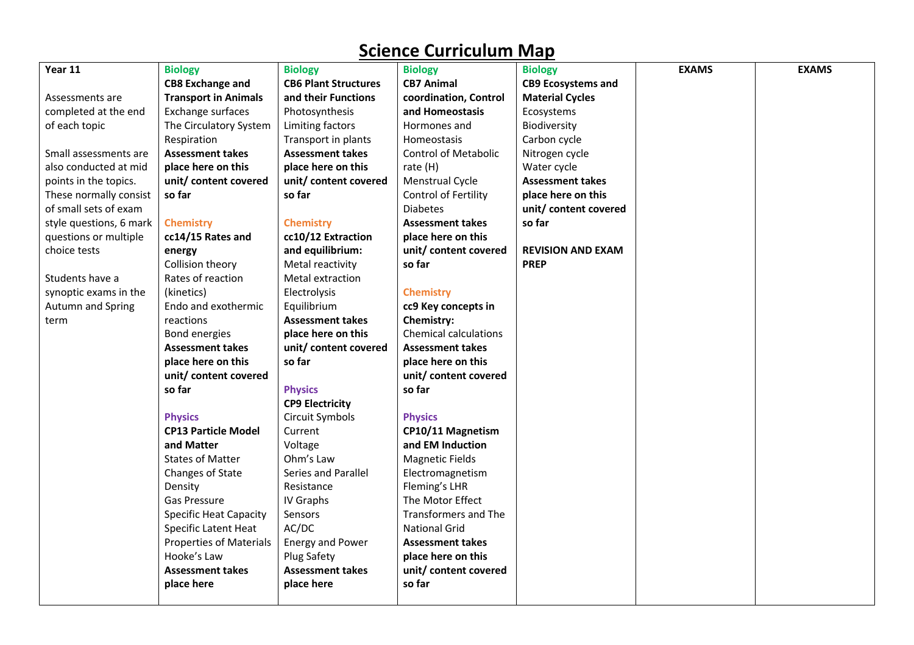# Science Curriculum Map

| Year 11 | Biology | Biology | Biology | Biology | EXAMS | EXAMS |
|---|---|---|---|---|---|---|
| Assessments are completed at the end of each topic<br><br>Small assessments are also conducted at mid points in the topics. These normally consist of small sets of exam style questions, 6 mark questions or multiple choice tests<br><br>Students have a synoptic exams in the Autumn and Spring term | **CB8 Exchange and Transport in Animals**<br>Exchange surfaces<br>The Circulatory System<br>Respiration<br>**Assessment takes place here on this unit/ content covered so far**<br><br>**Chemistry**<br>**cc14/15 Rates and energy**<br>Collision theory<br>Rates of reaction (kinetics)<br>Endo and exothermic reactions<br>Bond energies<br>**Assessment takes place here on this unit/ content covered so far**<br><br>**Physics**<br>**CP13 Particle Model and Matter**<br>States of Matter<br>Changes of State<br>Density<br>Gas Pressure<br>Specific Heat Capacity<br>Specific Latent Heat<br>Properties of Materials<br>Hooke's Law<br>**Assessment takes place here** | **CB6 Plant Structures and their Functions**<br>Photosynthesis<br>Limiting factors<br>Transport in plants<br>**Assessment takes place here on this unit/ content covered so far**<br><br>**Chemistry**<br>**cc10/12 Extraction and equilibrium:**<br>Metal reactivity<br>Metal extraction<br>Electrolysis<br>Equilibrium<br>**Assessment takes place here on this unit/ content covered so far**<br><br>**Physics**<br>**CP9 Electricity**<br>Circuit Symbols<br>Current<br>Voltage<br>Ohm's Law<br>Series and Parallel<br>Resistance<br>IV Graphs<br>Sensors<br>AC/DC<br>Energy and Power<br>Plug Safety<br>**Assessment takes place here** | **CB7 Animal coordination, Control and Homeostasis**<br>Hormones and Homeostasis<br>Control of Metabolic rate (H)<br>Menstrual Cycle<br>Control of Fertility<br>Diabetes<br>**Assessment takes place here on this unit/ content covered so far**<br><br>**Chemistry**<br>**cc9 Key concepts in Chemistry:**<br>Chemical calculations<br>**Assessment takes place here on this unit/ content covered so far**<br><br>**Physics**<br>**CP10/11 Magnetism and EM Induction**<br>Magnetic Fields<br>Electromagnetism<br>Fleming's LHR<br>The Motor Effect<br>Transformers and The National Grid<br>**Assessment takes place here on this unit/ content covered so far** | **CB9 Ecosystems and Material Cycles**<br>Ecosystems<br>Biodiversity<br>Carbon cycle<br>Nitrogen cycle<br>Water cycle<br>**Assessment takes place here on this unit/ content covered so far**<br><br>**REVISION AND EXAM PREP** | | |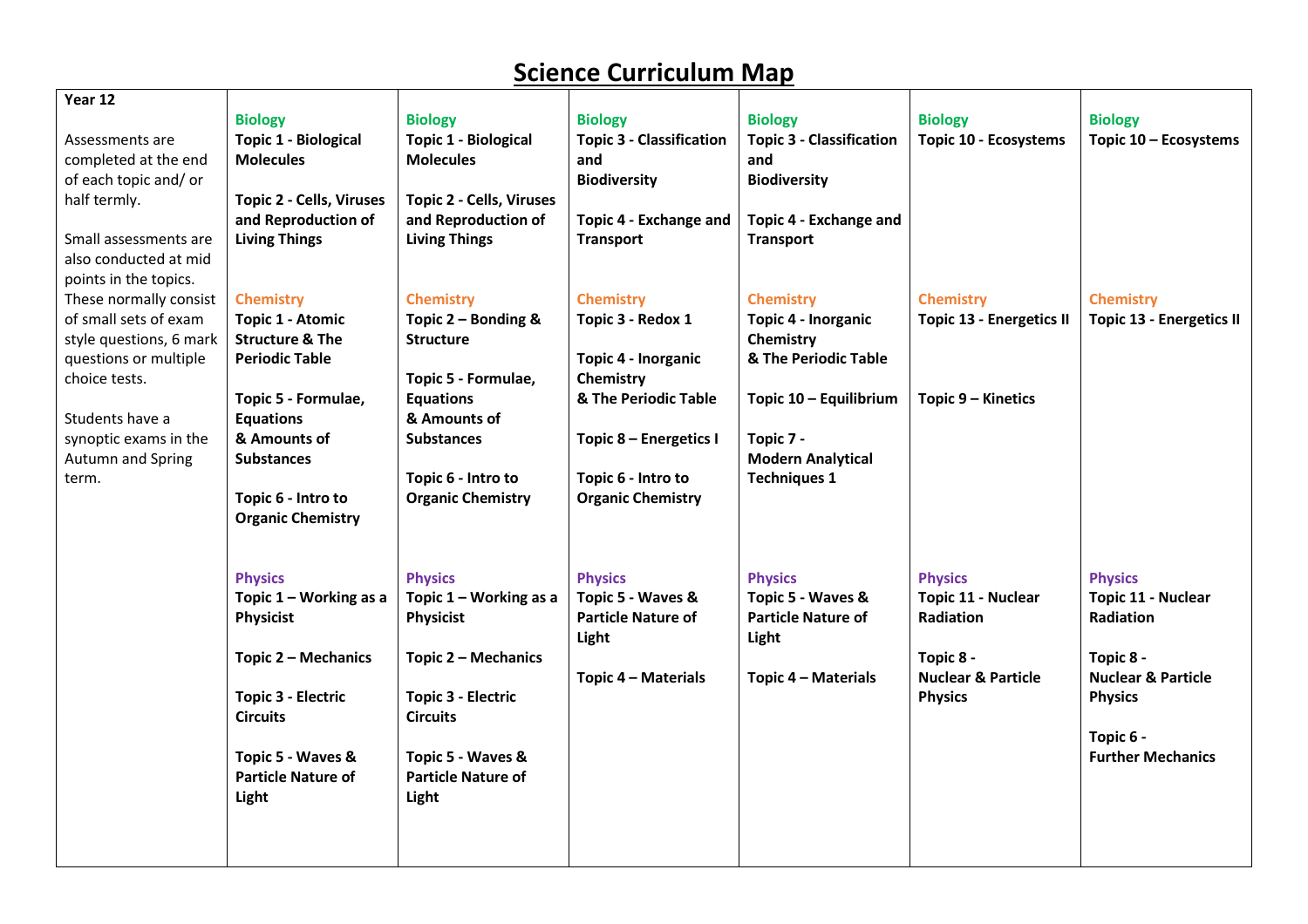# Science Curriculum Map

| Year 12 | | | | | | |
|---|---|---|---|---|---|---|
| Assessments are completed at the end of each topic and/ or half termly.<br><br>Small assessments are also conducted at mid points in the topics. These normally consist of small sets of exam style questions, 6 mark questions or multiple choice tests.<br><br>Students have a synoptic exams in the Autumn and Spring term. | **Biology**<br>**Topic 1 - Biological Molecules**<br><br>**Topic 2 - Cells, Viruses and Reproduction of Living Things**<br><br>**Chemistry**<br>**Topic 1 - Atomic Structure & The Periodic Table**<br><br>**Topic 5 - Formulae, Equations & Amounts of Substances**<br><br>**Topic 6 - Intro to Organic Chemistry**<br><br>**Physics**<br>**Topic 1 – Working as a Physicist**<br><br>**Topic 2 – Mechanics**<br><br>**Topic 3 - Electric Circuits**<br><br>**Topic 5 - Waves & Particle Nature of Light** | **Biology**<br>**Topic 1 - Biological Molecules**<br><br>**Topic 2 - Cells, Viruses and Reproduction of Living Things**<br><br>**Chemistry**<br>**Topic 2 – Bonding & Structure**<br><br>**Topic 5 - Formulae, Equations & Amounts of Substances**<br><br>**Topic 6 - Intro to Organic Chemistry**<br><br>**Physics**<br>**Topic 1 – Working as a Physicist**<br><br>**Topic 2 – Mechanics**<br><br>**Topic 3 - Electric Circuits**<br><br>**Topic 5 - Waves & Particle Nature of Light** | **Biology**<br>**Topic 3 - Classification and Biodiversity**<br><br>**Topic 4 - Exchange and Transport**<br><br>**Chemistry**<br>**Topic 3 - Redox 1**<br><br>**Topic 4 - Inorganic Chemistry & The Periodic Table**<br><br>**Topic 8 – Energetics I**<br><br>**Topic 6 - Intro to Organic Chemistry**<br><br>**Physics**<br>**Topic 5 - Waves & Particle Nature of Light**<br><br>**Topic 4 – Materials** | **Biology**<br>**Topic 3 - Classification and Biodiversity**<br><br>**Topic 4 - Exchange and Transport**<br><br>**Chemistry**<br>**Topic 4 - Inorganic Chemistry & The Periodic Table**<br><br>**Topic 10 – Equilibrium**<br><br>**Topic 7 - Modern Analytical Techniques 1**<br><br>**Physics**<br>**Topic 5 - Waves & Particle Nature of Light**<br><br>**Topic 4 – Materials** | **Biology**<br>**Topic 10 - Ecosystems**<br><br>**Chemistry**<br>**Topic 13 - Energetics II**<br><br>**Topic 9 – Kinetics**<br><br>**Physics**<br>**Topic 11 - Nuclear Radiation**<br><br>**Topic 8 - Nuclear & Particle Physics** | **Biology**<br>**Topic 10 – Ecosystems**<br><br>**Chemistry**<br>**Topic 13 - Energetics II**<br><br>**Physics**<br>**Topic 11 - Nuclear Radiation**<br><br>**Topic 8 - Nuclear & Particle Physics**<br><br>**Topic 6 - Further Mechanics** |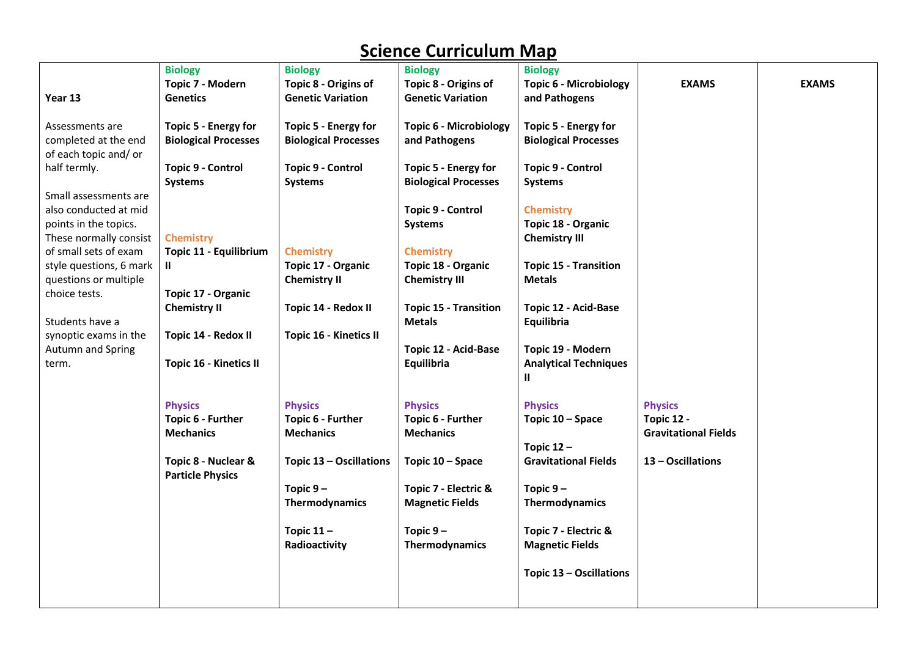# Science Curriculum Map

| Year 13<br><br>Assessments are completed at the end of each topic and/ or half termly.<br><br>Small assessments are also conducted at mid points in the topics. These normally consist of small sets of exam style questions, 6 mark questions or multiple choice tests.<br><br>Students have a synoptic exams in the Autumn and Spring term. | **Biology**<br>**Topic 7 - Modern Genetics**<br><br>**Topic 5 - Energy for Biological Processes**<br><br>**Topic 9 - Control Systems**<br><br>**Chemistry**<br>**Topic 11 - Equilibrium II**<br><br>**Topic 17 - Organic Chemistry II**<br><br>**Topic 14 - Redox II**<br><br>**Topic 16 - Kinetics II**<br><br>**Physics**<br>**Topic 6 - Further Mechanics**<br><br>**Topic 8 - Nuclear & Particle Physics** | **Biology**<br>**Topic 8 - Origins of Genetic Variation**<br><br>**Topic 5 - Energy for Biological Processes**<br><br>**Topic 9 - Control Systems**<br><br>**Chemistry**<br>**Topic 17 - Organic Chemistry II**<br><br>**Topic 14 - Redox II**<br><br>**Topic 16 - Kinetics II**<br><br>**Physics**<br>**Topic 6 - Further Mechanics**<br><br>**Topic 13 – Oscillations**<br><br>**Topic 9 – Thermodynamics**<br><br>**Topic 11 – Radioactivity** | **Biology**<br>**Topic 8 - Origins of Genetic Variation**<br><br>**Topic 6 - Microbiology and Pathogens**<br><br>**Topic 5 - Energy for Biological Processes**<br><br>**Topic 9 - Control Systems**<br><br>**Chemistry**<br>**Topic 18 - Organic Chemistry III**<br><br>**Topic 15 - Transition Metals**<br><br>**Topic 12 - Acid-Base Equilibria**<br><br>**Physics**<br>**Topic 6 - Further Mechanics**<br><br>**Topic 10 – Space**<br><br>**Topic 7 - Electric & Magnetic Fields**<br><br>**Topic 9 – Thermodynamics** | **Biology**<br>**Topic 6 - Microbiology and Pathogens**<br><br>**Topic 5 - Energy for Biological Processes**<br><br>**Topic 9 - Control Systems**<br><br>**Chemistry**<br>**Topic 18 - Organic Chemistry III**<br><br>**Topic 15 - Transition Metals**<br><br>**Topic 12 - Acid-Base Equilibria**<br><br>**Topic 19 - Modern Analytical Techniques II**<br><br>**Physics**<br>**Topic 10 – Space**<br><br>**Topic 12 – Gravitational Fields**<br><br>**Topic 9 – Thermodynamics**<br><br>**Topic 7 - Electric & Magnetic Fields**<br><br>**Topic 13 – Oscillations** | **EXAMS**<br><br>**Physics**<br>**Topic 12 - Gravitational Fields**<br><br>**13 – Oscillations** | **EXAMS** |
|---|---|---|---|---|---|---|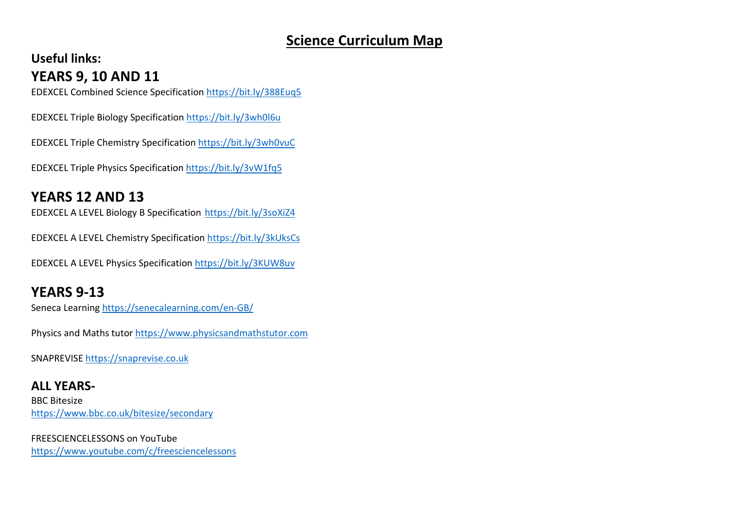# Science Curriculum Map

**Useful links:**

## YEARS 9, 10 AND 11

EDEXCEL Combined Science Specification https://bit.ly/388Euq5

EDEXCEL Triple Biology Specification https://bit.ly/3wh0l6u

EDEXCEL Triple Chemistry Specification https://bit.ly/3wh0vuC

EDEXCEL Triple Physics Specification https://bit.ly/3vW1fq5

## YEARS 12 AND 13

EDEXCEL A LEVEL Biology B Specification https://bit.ly/3soXiZ4

EDEXCEL A LEVEL Chemistry Specification https://bit.ly/3kUksCs

EDEXCEL A LEVEL Physics Specification https://bit.ly/3KUW8uv

## YEARS 9-13

Seneca Learning https://senecalearning.com/en-GB/

Physics and Maths tutor https://www.physicsandmathstutor.com

SNAPREVISE https://snaprevise.co.uk

## ALL YEARS-

BBC Bitesize
https://www.bbc.co.uk/bitesize/secondary

FREESCIENCELESSONS on YouTube
https://www.youtube.com/c/freesciencelessons